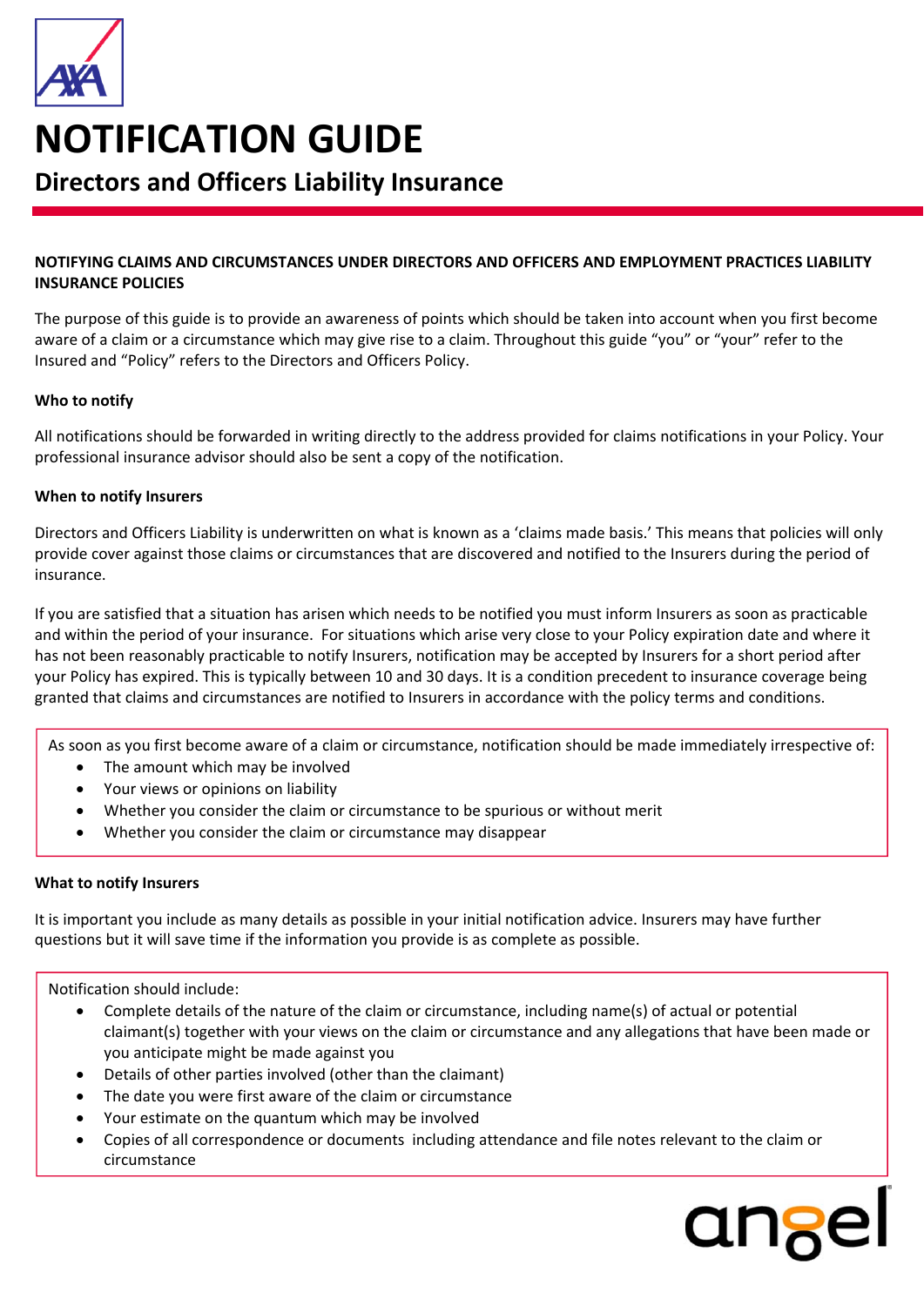# NOTIFICATION GUIDE

## Directors and Officers Liability Insurance

**NOTIFYING CLAIMS AND CIRCUMSTANCES UNDER DIRECTORS AND OFFICERS AND EMPLOYMENT PRACTICES LIABILITY INSURANCE POLICIES**

The purpose of this guide is to provide an awareness of points which should be taken into account when you first become aware of a claim or a circumstance which may give rise to a claim. Throughout this guide "you" or "your" refer to the Insured and "Policy" refers to the Directors and Officers Policy.

**Who to notify**

All notifications should be forwarded in writing directly to the address provided for claims notifications in your Policy. Your professional insurance advisor should also be sent a copy of the notification.

**When to notify Insurers**

Directors and Officers Liability is underwritten on what is known as a 'claims made basis.' This means that policies will only provide cover against those claims or circumstances that are discovered and notified to the Insurers during the period of insurance.

If you are satisfied that a situation has arisen which needs to be notified you must inform Insurers as soon as practicable and within the period of your insurance. For situations which arise very close to your Policy expiration date and where it has not been reasonably practicable to notify Insurers, notification may be accepted by Insurers for a short period after your Policy has expired. This is typically between 10 and 30 days. It is a condition precedent to insurance coverage being granted that claims and circumstances are notified to Insurers in accordance with the policy terms and conditions.

As soon as you first become aware of a claim or circumstance, notification should be made immediately irrespective of:

- The amount which may be involved
- Your views or opinions on liability
- Whether you consider the claim or circumstance to be spurious or without merit
- Whether you consider the claim or circumstance may disappear

**What to notify Insurers**

It is important you include as many details as possible in your initial notification advice. Insurers may have further questions but it will save time if the information you provide is as complete as possible.

Notification should include:

- Complete details of the nature of the claim or circumstance, including name(s) of actual or potential claimant(s) together with your views on the claim or circumstance and any allegations that have been made or you anticipate might be made against you
- Details of other parties involved (other than the claimant)
- The date you were first aware of the claim or circumstance
- Your estimate on the quantum which may be involved
- Copies of all correspondence or documents including attendance and file notes relevant to the claim or circumstance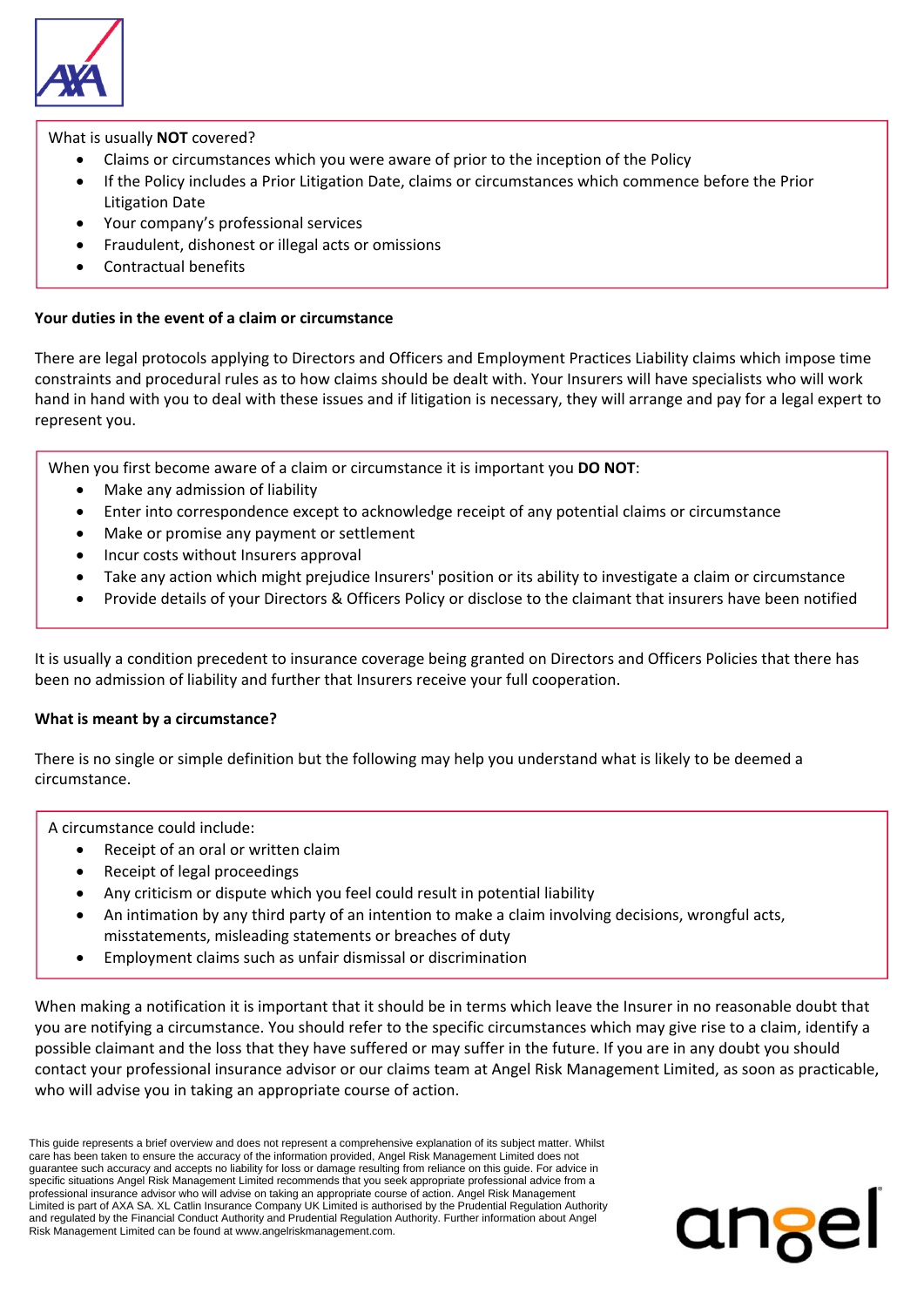What is usually **NOT** covered?

- Claims or circumstances which you were aware of prior to the inception of the Policy
- If the Policy includes a Prior Litigation Date, claims or circumstances which commence before the Prior Litigation Date
- Your company's professional services
- Fraudulent, dishonest or illegal acts or omissions
- Contractual benefits

**Your duties in the event of a claim or circumstance**

There are legal protocols applying to Directors and Officers and Employment Practices Liability claims which impose time constraints and procedural rules as to how claims should be dealt with. Your Insurers will have specialists who will work hand in hand with you to deal with these issues and if litigation is necessary, they will arrange and pay for a legal expert to represent you.

When you first become aware of a claim or circumstance it is important you **DO NOT**:

- Make any admission of liability
- Enter into correspondence except to acknowledge receipt of any potential claims or circumstance
- Make or promise any payment or settlement
- Incur costs without Insurers approval
- Take any action which might prejudice Insurers' position or its ability to investigate a claim or circumstance
- Provide details of your Directors & Officers Policy or disclose to the claimant that insurers have been notified

It is usually a condition precedent to insurance coverage being granted on Directors and Officers Policies that there has been no admission of liability and further that Insurers receive your full cooperation.

**What is meant by a circumstance?**

There is no single or simple definition but the following may help you understand what is likely to be deemed a circumstance.

A circumstance could include:

- Receipt of an oral or written claim
- Receipt of legal proceedings
- Any criticism or dispute which you feel could result in potential liability
- An intimation by any third party of an intention to make a claim involving decisions, wrongful acts, misstatements, misleading statements or breaches of duty
- Employment claims such as unfair dismissal or discrimination

When making a notification it is important that it should be in terms which leave the Insurer in no reasonable doubt that you are notifying a circumstance. You should refer to the specific circumstances which may give rise to a claim, identify a possible claimant and the loss that they have suffered or may suffer in the future. If you are in any doubt you should contact your professional insurance advisor or our claims team at Angel Risk Management Limited, as soon as practicable, who will advise you in taking an appropriate course of action.

This guide represents a brief overview and does not represent a comprehensive explanation of its subject matter. Whilst care has been taken to ensure the accuracy of the information provided, Angel Risk Management Limited does not guarantee such accuracy and accepts no liability for loss or damage resulting from reliance on this guide. For advice in specific situations Angel Risk Management Limited recommends that you seek appropriate professional advice from a professional insurance advisor who will advise on taking an appropriate course of action. Angel Risk Management Limited is part of AXA SA. XL Catlin Insurance Company UK Limited is authorised by the Prudential Regulation Authority and regulated by the Financial Conduct Authority and Prudential Regulation Authority. Further information about Angel Risk Management Limited can be found at www.angelriskmanagement.com.